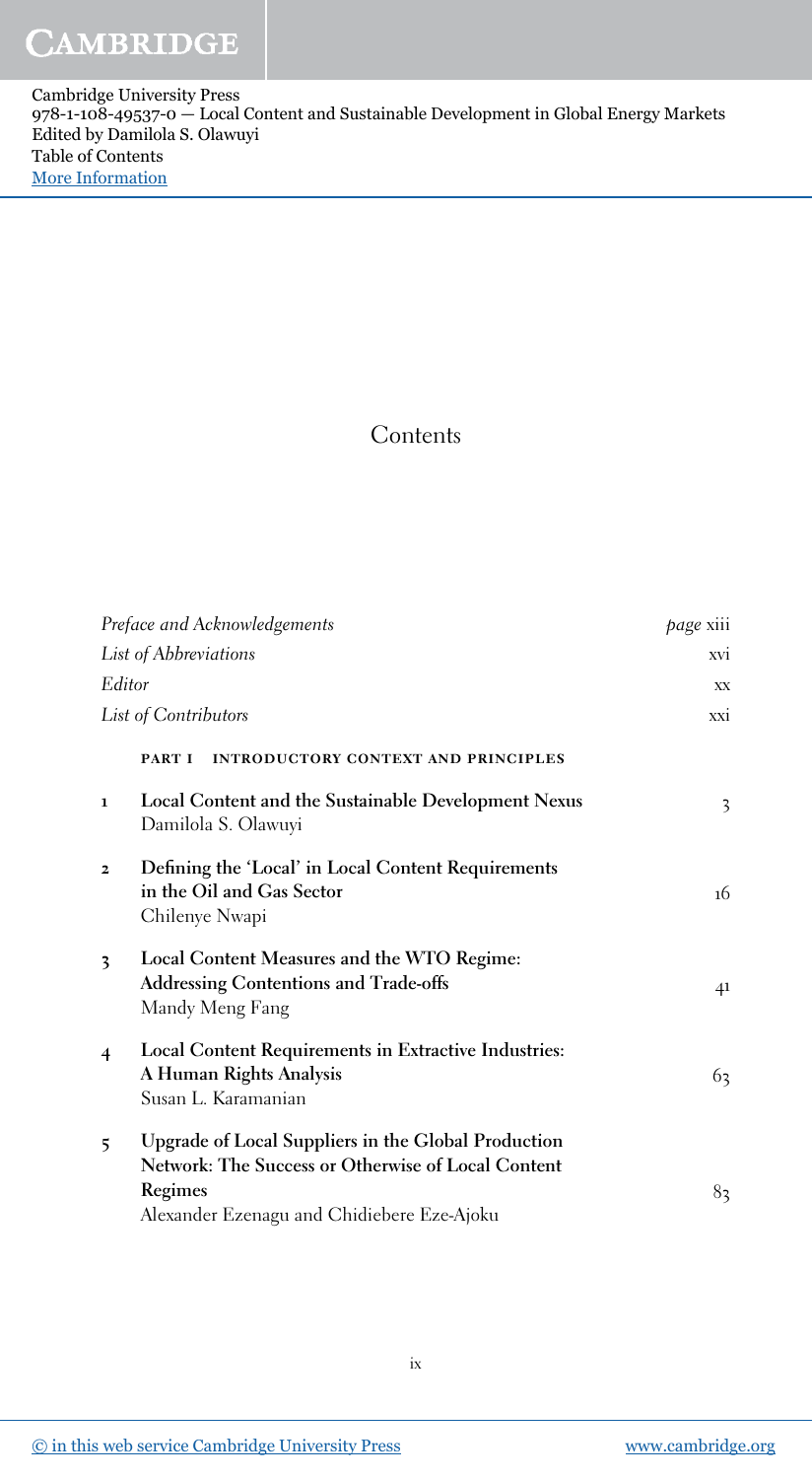# Contents

| | | |
|---|---|---|
| *Preface and Acknowledgements* | | *page* xiii |
| *List of Abbreviations* | | xvi |
| *Editor* | | xx |
| *List of Contributors* | | xxi |

## PART I INTRODUCTORY CONTEXT AND PRINCIPLES

| | | |
|---|---|---|
| 1 | **Local Content and the Sustainable Development Nexus** <br> Damilola S. Olawuyi | 3 |
| 2 | **Defining the 'Local' in Local Content Requirements in the Oil and Gas Sector** <br> Chilenye Nwapi | 16 |
| 3 | **Local Content Measures and the WTO Regime: Addressing Contentions and Trade-offs** <br> Mandy Meng Fang | 41 |
| 4 | **Local Content Requirements in Extractive Industries: A Human Rights Analysis** <br> Susan L. Karamanian | 63 |
| 5 | **Upgrade of Local Suppliers in the Global Production Network: The Success or Otherwise of Local Content Regimes** <br> Alexander Ezenagu and Chidiebere Eze-Ajoku | 83 |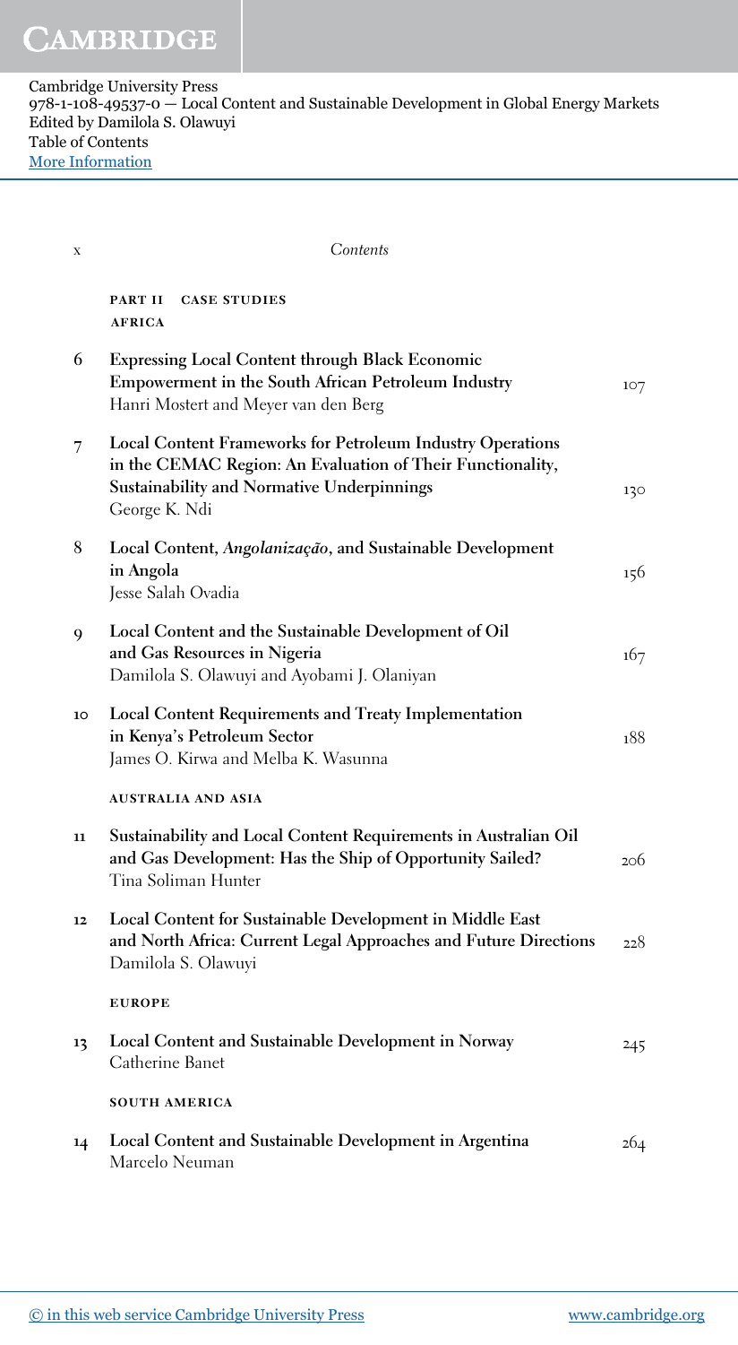Cambridge University Press
978-1-108-49537-0 — Local Content and Sustainable Development in Global Energy Markets
Edited by Damilola S. Olawuyi
Table of Contents
More Information

Contents

**PART II CASE STUDIES**

**AFRICA**

| | | |
|---|---|---|
| 6 | **Expressing Local Content through Black Economic Empowerment in the South African Petroleum Industry**<br>Hanri Mostert and Meyer van den Berg | 107 |
| 7 | **Local Content Frameworks for Petroleum Industry Operations in the CEMAC Region: An Evaluation of Their Functionality, Sustainability and Normative Underpinnings**<br>George K. Ndi | 130 |
| 8 | **Local Content, *Angolanização*, and Sustainable Development in Angola**<br>Jesse Salah Ovadia | 156 |
| 9 | **Local Content and the Sustainable Development of Oil and Gas Resources in Nigeria**<br>Damilola S. Olawuyi and Ayobami J. Olaniyan | 167 |
| 10 | **Local Content Requirements and Treaty Implementation in Kenya's Petroleum Sector**<br>James O. Kirwa and Melba K. Wasunna | 188 |

**AUSTRALIA AND ASIA**

| | | |
|---|---|---|
| 11 | **Sustainability and Local Content Requirements in Australian Oil and Gas Development: Has the Ship of Opportunity Sailed?**<br>Tina Soliman Hunter | 206 |
| 12 | **Local Content for Sustainable Development in Middle East and North Africa: Current Legal Approaches and Future Directions**<br>Damilola S. Olawuyi | 228 |

**EUROPE**

| | | |
|---|---|---|
| 13 | **Local Content and Sustainable Development in Norway**<br>Catherine Banet | 245 |

**SOUTH AMERICA**

| | | |
|---|---|---|
| 14 | **Local Content and Sustainable Development in Argentina**<br>Marcelo Neuman | 264 |

© in this web service Cambridge University Press www.cambridge.org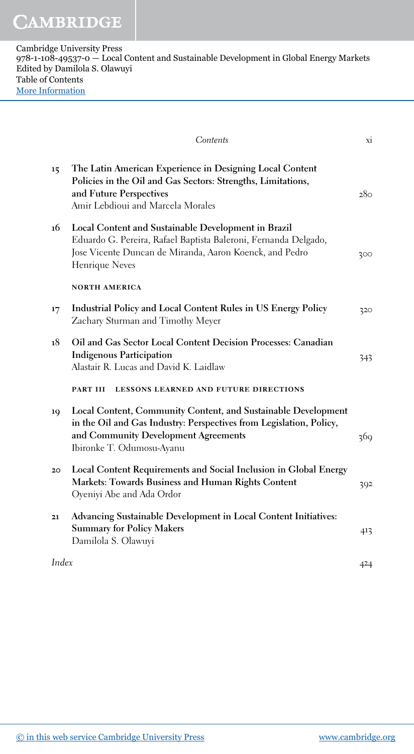| | | |
|---|---|---|
| 15 | **The Latin American Experience in Designing Local Content Policies in the Oil and Gas Sectors: Strengths, Limitations, and Future Perspectives**<br>Amir Lebdioui and Marcela Morales | 280 |
| 16 | **Local Content and Sustainable Development in Brazil**<br>Eduardo G. Pereira, Rafael Baptista Baleroni, Fernanda Delgado, Jose Vicente Duncan de Miranda, Aaron Koenck, and Pedro Henrique Neves | 300 |
| | **NORTH AMERICA** | |
| 17 | **Industrial Policy and Local Content Rules in US Energy Policy**<br>Zachary Sturman and Timothy Meyer | 320 |
| 18 | **Oil and Gas Sector Local Content Decision Processes: Canadian Indigenous Participation**<br>Alastair R. Lucas and David K. Laidlaw | 343 |
| | **PART III LESSONS LEARNED AND FUTURE DIRECTIONS** | |
| 19 | **Local Content, Community Content, and Sustainable Development in the Oil and Gas Industry: Perspectives from Legislation, Policy, and Community Development Agreements**<br>Ibironke T. Odumosu-Ayanu | 369 |
| 20 | **Local Content Requirements and Social Inclusion in Global Energy Markets: Towards Business and Human Rights Content**<br>Oyeniyi Abe and Ada Ordor | 392 |
| 21 | **Advancing Sustainable Development in Local Content Initiatives: Summary for Policy Makers**<br>Damilola S. Olawuyi | 413 |
| *Index* | | 424 |